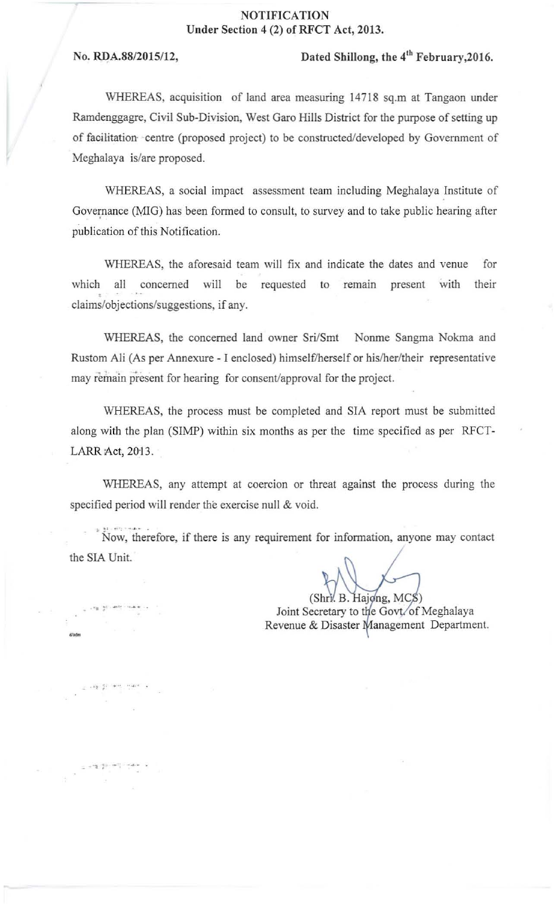**NOTIFICATION**
**Under Section 4 (2) of RFCT Act, 2013.**

**No. RDA.88/2015/12,** **Dated Shillong, the 4th February,2016.**

WHEREAS, acquisition of land area measuring 14718 sq.m at Tangaon under Ramdenggagre, Civil Sub-Division, West Garo Hills District for the purpose of setting up of facilitation centre (proposed project) to be constructed/developed by Government of Meghalaya is/are proposed.

WHEREAS, a social impact assessment team including Meghalaya Institute of Governance (MIG) has been formed to consult, to survey and to take public hearing after publication of this Notification.

WHEREAS, the aforesaid team will fix and indicate the dates and venue for which all concerned will be requested to remain present with their claims/objections/suggestions, if any.

WHEREAS, the concerned land owner Sri/Smt Nonme Sangma Nokma and Rustom Ali (As per Annexure - I enclosed) himself/herself or his/her/their representative may remain present for hearing for consent/approval for the project.

WHEREAS, the process must be completed and SIA report must be submitted along with the plan (SIMP) within six months as per the time specified as per RFCT-LARR Act, 2013.

WHEREAS, any attempt at coercion or threat against the process during the specified period will render the exercise null & void.

Now, therefore, if there is any requirement for information, anyone may contact the SIA Unit.

(Shri. B. Hajong, MCS)
Joint Secretary to the Govt. of Meghalaya
Revenue & Disaster Management Department.

d/adm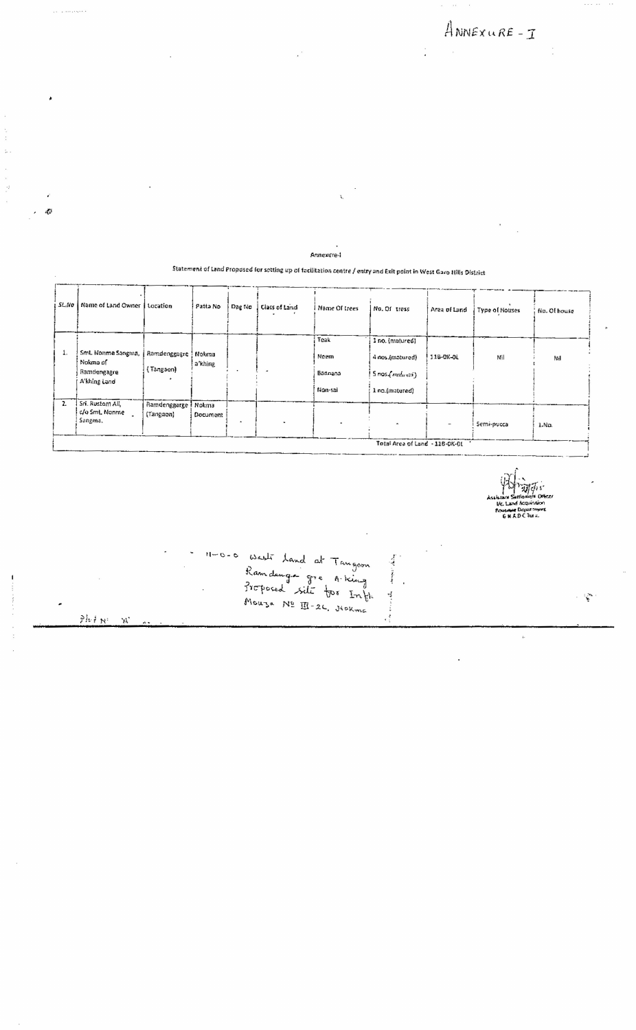ANNEXURE - I

Annexure-I

Statement of Land Proposed for setting up of facilitation centre / entry and Exit point in West Garo Hills District

| SL.No | Name of Land Owner | Location | Patta No | Dag No | Class of Land | Name Of trees | No. Of tress | Area of Land | Type of Houses | No. Of house |
|---|---|---|---|---|---|---|---|---|---|---|
| 1. | Smt. Nonme Sangma, Nokma of Ramdengagre A'Khing Land | Ramdenggagre (Tangaon) | Nokma a'khing | - | - | Teak<br>Neem<br>Bannana<br>Non-sai | 1 no. (matured)<br>4 nos.(matured)<br>5 nos.(matured)<br>1 no.(matured) | 11B-0K-0L | Nil | Nil |
| 2. | Sri. Rustom Ali, c/o Smt. Nonme Sangma. | Ramdenggarge (Tangaon) | Nokma Document | - | - | - | - | - | Semi-pucca | 1.No. |
| | | | | | | | Total Area of Land - 11B-0K-0L | | | |

Assistant Settlement Officer
I/c. Land Acquisition
Revenue Department
G.H.A.D.C. Tura.

11-0-0 Waste land at Tangoon Ramdenga gre A·king Proposed site for Infh Mouza № III-26, Nokma